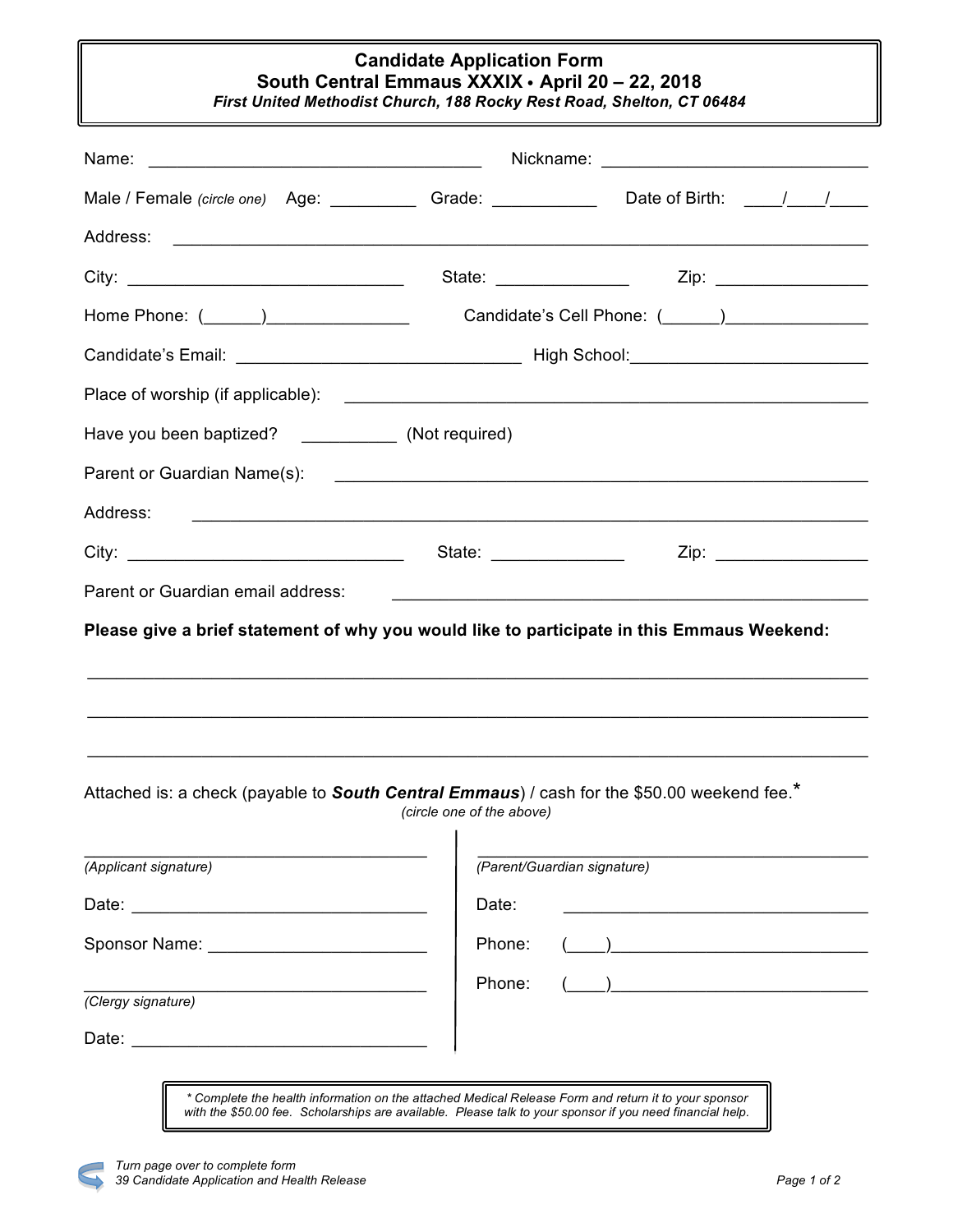# Candidate Application Form

## South Central Emmaus XXXIX • April 20 – 22, 2018

***First United Methodist Church, 188 Rocky Rest Road, Shelton, CT 06484***

Name: ___________________________________ Nickname: ____________________________

Male / Female *(circle one)* Age: _________ Grade: ___________ Date of Birth: ____/____/____

Address: ______________________________________________________________________

City: _____________________________ State: ______________ Zip: ________________

Home Phone: (______)_______________ Candidate's Cell Phone: (______)_______________

Candidate's Email: ______________________________ High School:________________________

Place of worship (if applicable): _______________________________________________________

Have you been baptized? __________ (Not required)

Parent or Guardian Name(s): ___________________________________________________________

Address: ______________________________________________________________________

City: _____________________________ State: ______________ Zip: ________________

Parent or Guardian email address: ______________________________________________

**Please give a brief statement of why you would like to participate in this Emmaus Weekend:**

_______________________________________________________________________________

_______________________________________________________________________________

_______________________________________________________________________________

Attached is: a check (payable to ***South Central Emmaus***) / cash for the $50.00 weekend fee.*

*(circle one of the above)*

____________________________________

*(Applicant signature)*

Date: _______________________________

Sponsor Name: ______________________

____________________________________

*(Clergy signature)*

Date: _______________________________

____________________________________

*(Parent/Guardian signature)*

Date: _______________________________

Phone: (____)___________________________

Phone: (____)___________________________

*\* Complete the health information on the attached Medical Release Form and return it to your sponsor with the $50.00 fee. Scholarships are available. Please talk to your sponsor if you need financial help.*

*Turn page over to complete form*

*39 Candidate Application and Health Release*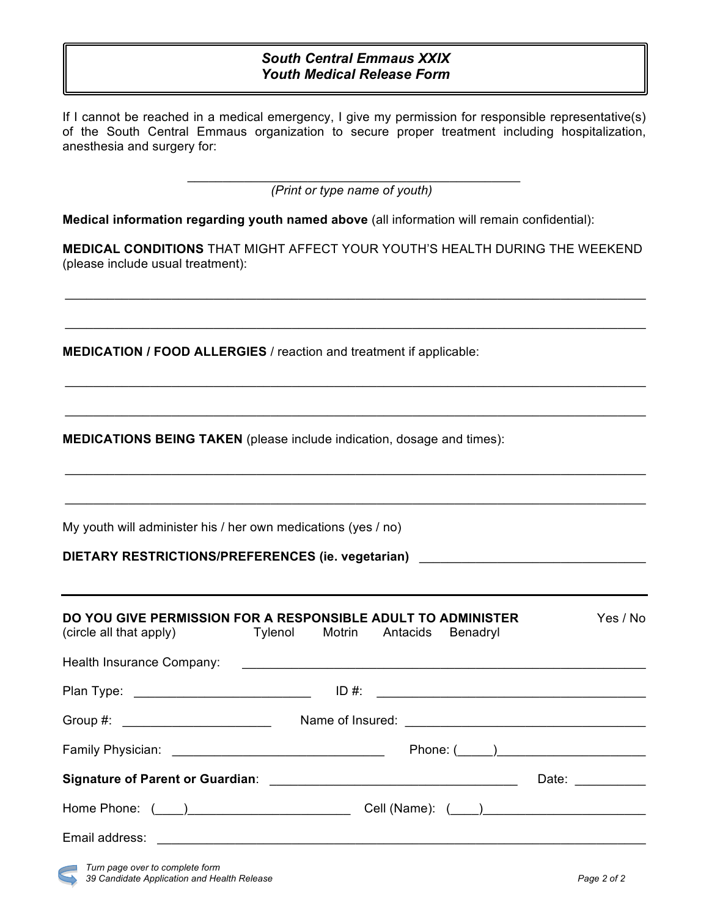# *South Central Emmaus XXIX*
# *Youth Medical Release Form*

If I cannot be reached in a medical emergency, I give my permission for responsible representative(s) of the South Central Emmaus organization to secure proper treatment including hospitalization, anesthesia and surgery for:

______________________________________________
*(Print or type name of youth)*

**Medical information regarding youth named above** (all information will remain confidential):

**MEDICAL CONDITIONS** THAT MIGHT AFFECT YOUR YOUTH'S HEALTH DURING THE WEEKEND (please include usual treatment):

________________________________________________________________________________

________________________________________________________________________________

**MEDICATION / FOOD ALLERGIES** / reaction and treatment if applicable:

________________________________________________________________________________

________________________________________________________________________________

**MEDICATIONS BEING TAKEN** (please include indication, dosage and times):

________________________________________________________________________________

________________________________________________________________________________

My youth will administer his / her own medications (yes / no)

**DIETARY RESTRICTIONS/PREFERENCES (ie. vegetarian)** ________________________________

---

**DO YOU GIVE PERMISSION FOR A RESPONSIBLE ADULT TO ADMINISTER** Yes / No
(circle all that apply) Tylenol Motrin Antacids Benadryl

Health Insurance Company: ________________________________________________________

Plan Type: _________________________ ID #: _____________________________________

Group #: _____________________ Name of Insured: __________________________________

Family Physician: ______________________________ Phone: (_____)_____________________

**Signature of Parent or Guardian**: ___________________________________ Date: __________

Home Phone: (____)_______________________ Cell (Name): (____)________________________

Email address: ____________________________________________________________________

*Turn page over to complete form*
*39 Candidate Application and Health Release*